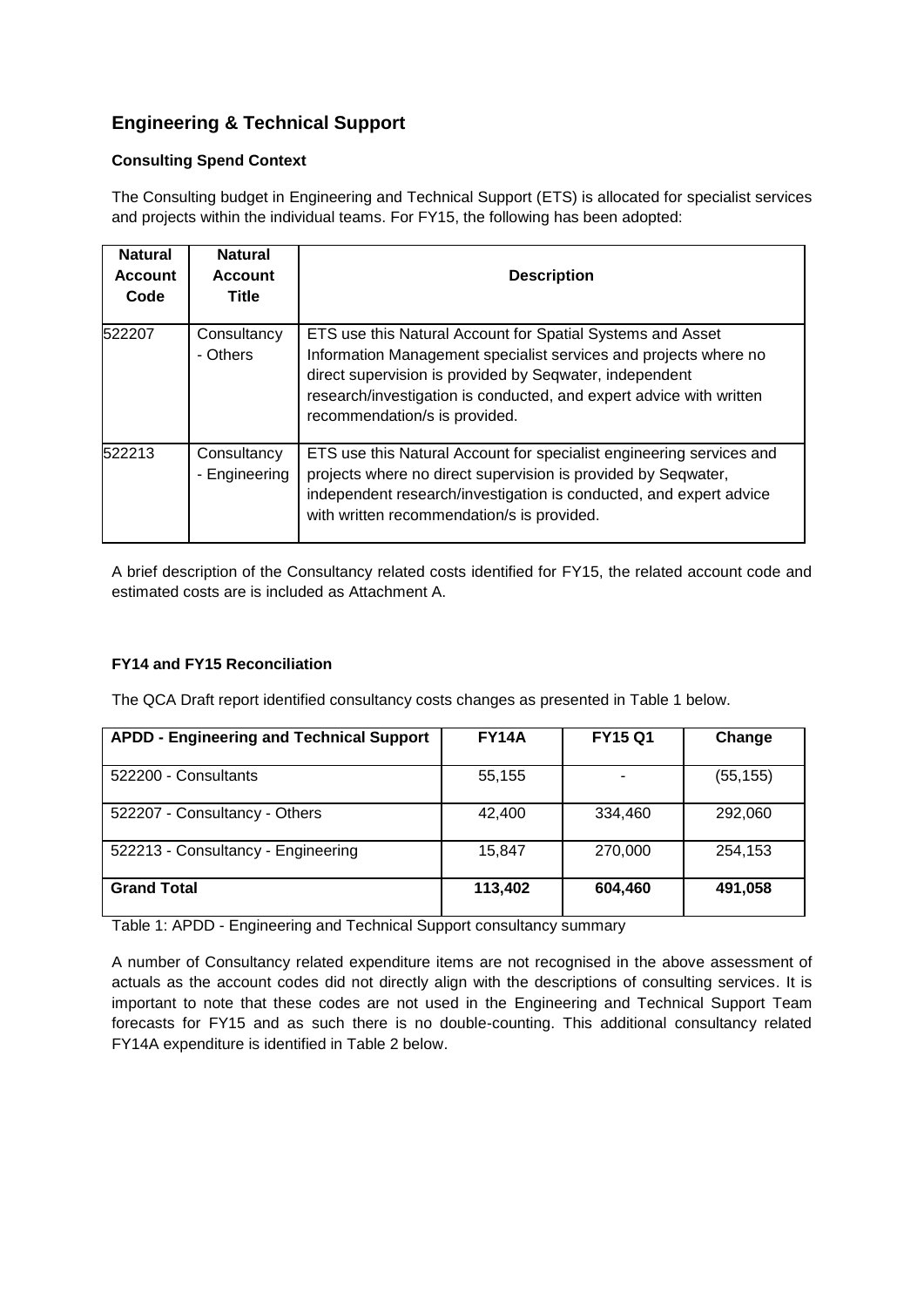## Engineering & Technical Support

### Consulting Spend Context

The Consulting budget in Engineering and Technical Support (ETS) is allocated for specialist services and projects within the individual teams. For FY15, the following has been adopted:

| Natural Account Code | Natural Account Title | Description |
| --- | --- | --- |
| 522207 | Consultancy - Others | ETS use this Natural Account for Spatial Systems and Asset Information Management specialist services and projects where no direct supervision is provided by Seqwater, independent research/investigation is conducted, and expert advice with written recommendation/s is provided. |
| 522213 | Consultancy - Engineering | ETS use this Natural Account for specialist engineering services and projects where no direct supervision is provided by Seqwater, independent research/investigation is conducted, and expert advice with written recommendation/s is provided. |

A brief description of the Consultancy related costs identified for FY15, the related account code and estimated costs are is included as Attachment A.

### FY14 and FY15 Reconciliation

The QCA Draft report identified consultancy costs changes as presented in Table 1 below.

| APDD - Engineering and Technical Support | FY14A | FY15 Q1 | Change |
| --- | --- | --- | --- |
| 522200 - Consultants | 55,155 | - | (55,155) |
| 522207 - Consultancy - Others | 42,400 | 334,460 | 292,060 |
| 522213 - Consultancy - Engineering | 15,847 | 270,000 | 254,153 |
| **Grand Total** | **113,402** | **604,460** | **491,058** |

Table 1: APDD - Engineering and Technical Support consultancy summary

A number of Consultancy related expenditure items are not recognised in the above assessment of actuals as the account codes did not directly align with the descriptions of consulting services. It is important to note that these codes are not used in the Engineering and Technical Support Team forecasts for FY15 and as such there is no double-counting. This additional consultancy related FY14A expenditure is identified in Table 2 below.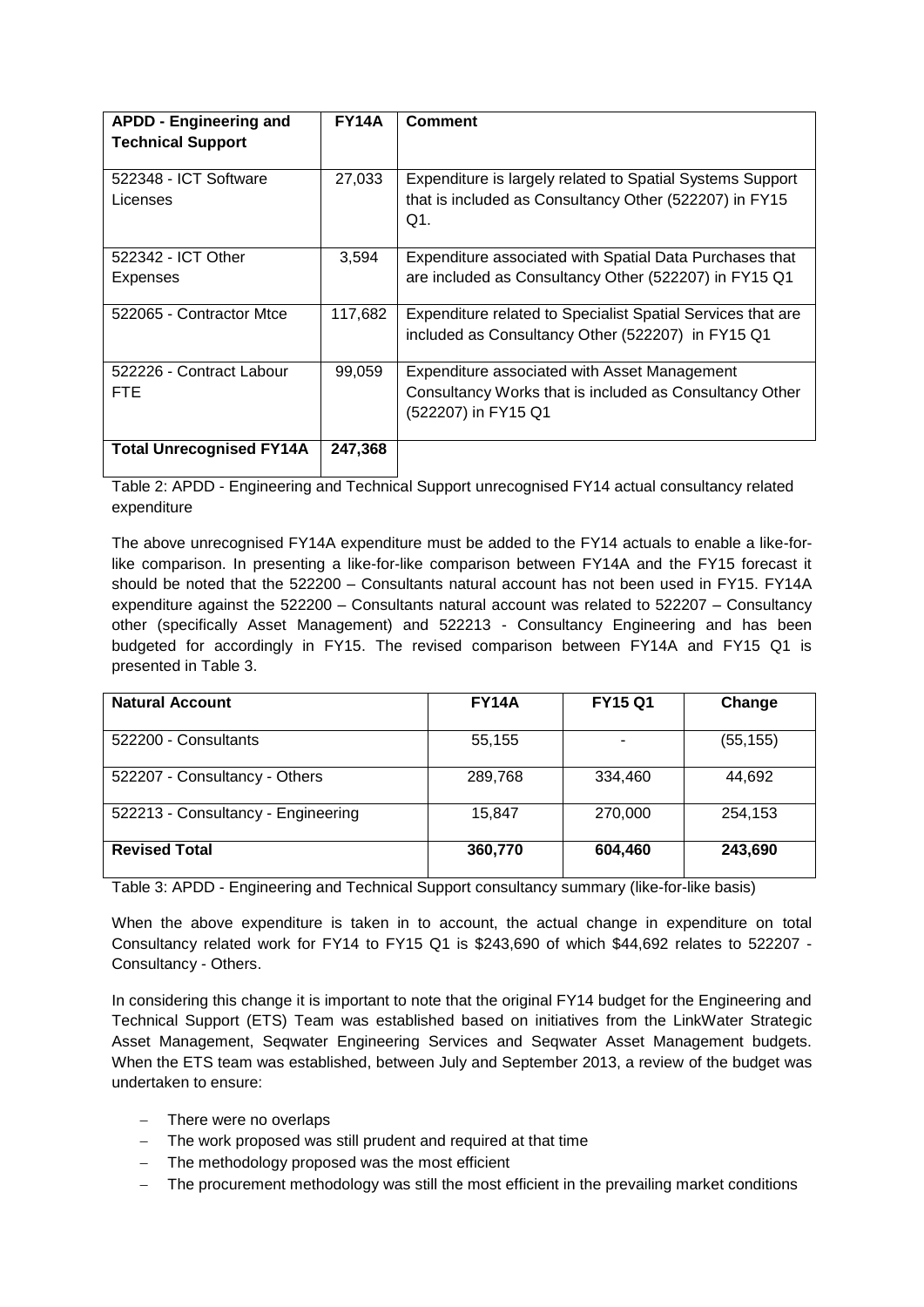| APDD - Engineering and Technical Support | FY14A | Comment |
|---|---|---|
| 522348 - ICT Software Licenses | 27,033 | Expenditure is largely related to Spatial Systems Support that is included as Consultancy Other (522207) in FY15 Q1. |
| 522342 - ICT Other Expenses | 3,594 | Expenditure associated with Spatial Data Purchases that are included as Consultancy Other (522207) in FY15 Q1 |
| 522065 - Contractor Mtce | 117,682 | Expenditure related to Specialist Spatial Services that are included as Consultancy Other (522207) in FY15 Q1 |
| 522226 - Contract Labour FTE | 99,059 | Expenditure associated with Asset Management Consultancy Works that is included as Consultancy Other (522207) in FY15 Q1 |
| **Total Unrecognised FY14A** | **247,368** | |

Table 2: APDD - Engineering and Technical Support unrecognised FY14 actual consultancy related expenditure

The above unrecognised FY14A expenditure must be added to the FY14 actuals to enable a like-for-like comparison. In presenting a like-for-like comparison between FY14A and the FY15 forecast it should be noted that the 522200 – Consultants natural account has not been used in FY15. FY14A expenditure against the 522200 – Consultants natural account was related to 522207 – Consultancy other (specifically Asset Management) and 522213 - Consultancy Engineering and has been budgeted for accordingly in FY15. The revised comparison between FY14A and FY15 Q1 is presented in Table 3.

| Natural Account | FY14A | FY15 Q1 | Change |
|---|---|---|---|
| 522200 - Consultants | 55,155 | - | (55,155) |
| 522207 - Consultancy - Others | 289,768 | 334,460 | 44,692 |
| 522213 - Consultancy - Engineering | 15,847 | 270,000 | 254,153 |
| **Revised Total** | **360,770** | **604,460** | **243,690** |

Table 3: APDD - Engineering and Technical Support consultancy summary (like-for-like basis)

When the above expenditure is taken in to account, the actual change in expenditure on total Consultancy related work for FY14 to FY15 Q1 is $243,690 of which $44,692 relates to 522207 - Consultancy - Others.

In considering this change it is important to note that the original FY14 budget for the Engineering and Technical Support (ETS) Team was established based on initiatives from the LinkWater Strategic Asset Management, Seqwater Engineering Services and Seqwater Asset Management budgets. When the ETS team was established, between July and September 2013, a review of the budget was undertaken to ensure:

- There were no overlaps
- The work proposed was still prudent and required at that time
- The methodology proposed was the most efficient
- The procurement methodology was still the most efficient in the prevailing market conditions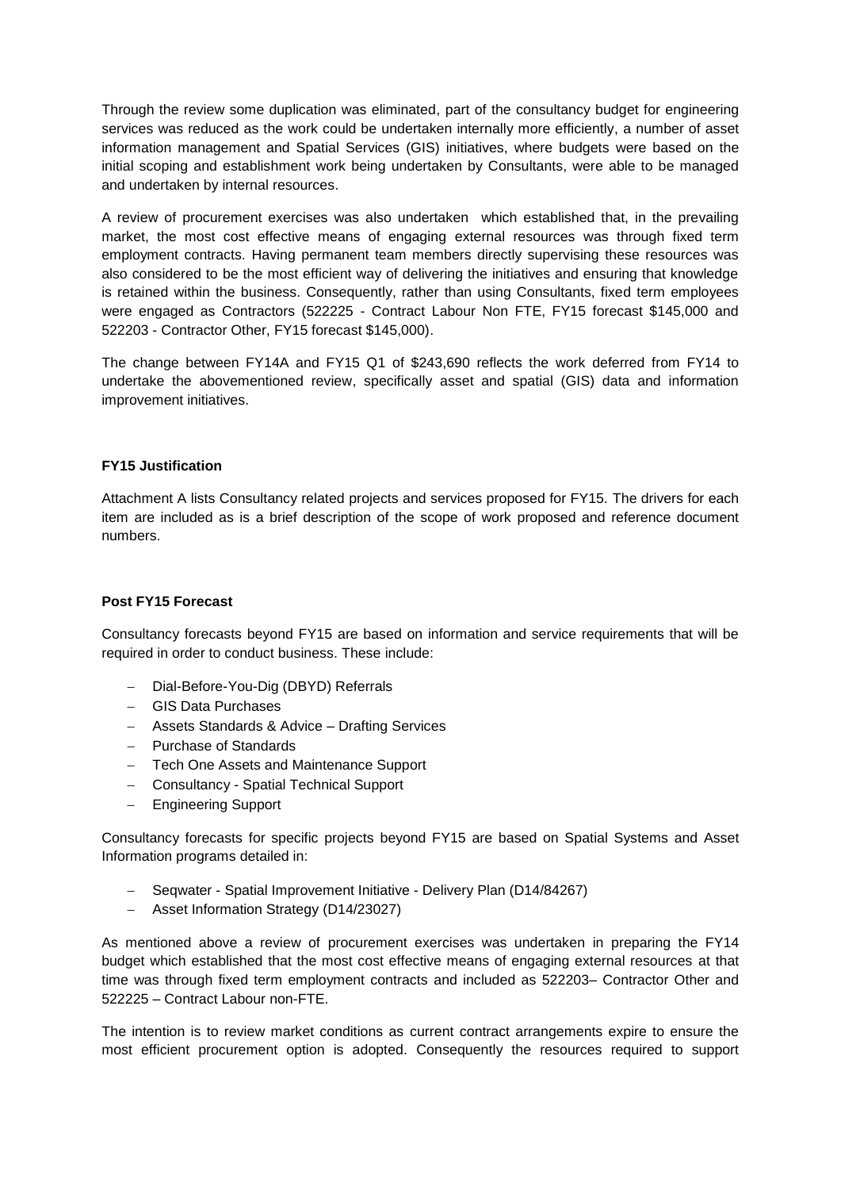Through the review some duplication was eliminated, part of the consultancy budget for engineering services was reduced as the work could be undertaken internally more efficiently, a number of asset information management and Spatial Services (GIS) initiatives, where budgets were based on the initial scoping and establishment work being undertaken by Consultants, were able to be managed and undertaken by internal resources.

A review of procurement exercises was also undertaken which established that, in the prevailing market, the most cost effective means of engaging external resources was through fixed term employment contracts. Having permanent team members directly supervising these resources was also considered to be the most efficient way of delivering the initiatives and ensuring that knowledge is retained within the business. Consequently, rather than using Consultants, fixed term employees were engaged as Contractors (522225 - Contract Labour Non FTE, FY15 forecast $145,000 and 522203 - Contractor Other, FY15 forecast $145,000).

The change between FY14A and FY15 Q1 of $243,690 reflects the work deferred from FY14 to undertake the abovementioned review, specifically asset and spatial (GIS) data and information improvement initiatives.

**FY15 Justification**

Attachment A lists Consultancy related projects and services proposed for FY15. The drivers for each item are included as is a brief description of the scope of work proposed and reference document numbers.

**Post FY15 Forecast**

Consultancy forecasts beyond FY15 are based on information and service requirements that will be required in order to conduct business. These include:

- Dial-Before-You-Dig (DBYD) Referrals
- GIS Data Purchases
- Assets Standards & Advice – Drafting Services
- Purchase of Standards
- Tech One Assets and Maintenance Support
- Consultancy - Spatial Technical Support
- Engineering Support

Consultancy forecasts for specific projects beyond FY15 are based on Spatial Systems and Asset Information programs detailed in:

- Seqwater - Spatial Improvement Initiative - Delivery Plan (D14/84267)
- Asset Information Strategy (D14/23027)

As mentioned above a review of procurement exercises was undertaken in preparing the FY14 budget which established that the most cost effective means of engaging external resources at that time was through fixed term employment contracts and included as 522203– Contractor Other and 522225 – Contract Labour non-FTE.

The intention is to review market conditions as current contract arrangements expire to ensure the most efficient procurement option is adopted. Consequently the resources required to support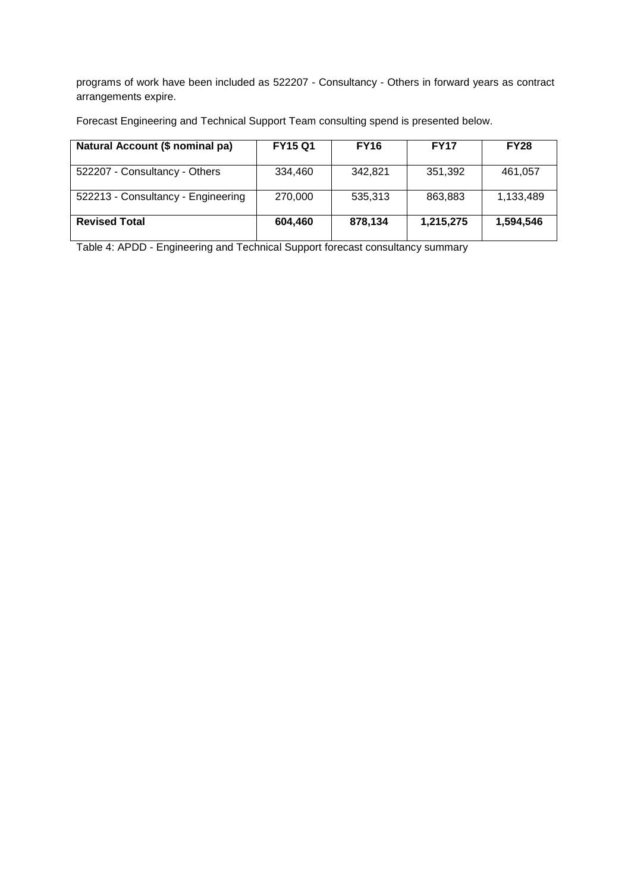programs of work have been included as 522207 - Consultancy - Others in forward years as contract arrangements expire.

Forecast Engineering and Technical Support Team consulting spend is presented below.

| **Natural Account ($ nominal pa)** | **FY15 Q1** | **FY16** | **FY17** | **FY28** |
|---|---|---|---|---|
| 522207 - Consultancy - Others | 334,460 | 342,821 | 351,392 | 461,057 |
| 522213 - Consultancy - Engineering | 270,000 | 535,313 | 863,883 | 1,133,489 |
| **Revised Total** | **604,460** | **878,134** | **1,215,275** | **1,594,546** |

Table 4: APDD - Engineering and Technical Support forecast consultancy summary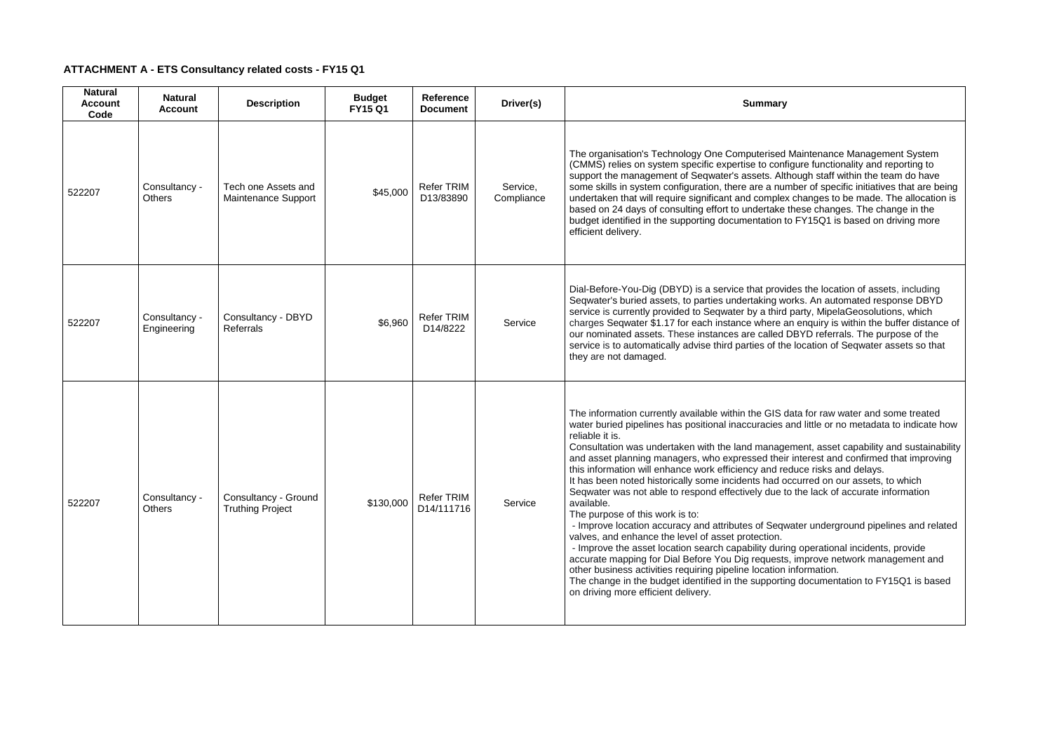**ATTACHMENT A - ETS Consultancy related costs - FY15 Q1**

| Natural Account Code | Natural Account | Description | Budget FY15 Q1 | Reference Document | Driver(s) | Summary |
|---|---|---|---|---|---|---|
| 522207 | Consultancy - Others | Tech one Assets and Maintenance Support | $45,000 | Refer TRIM D13/83890 | Service, Compliance | The organisation's Technology One Computerised Maintenance Management System (CMMS) relies on system specific expertise to configure functionality and reporting to support the management of Seqwater's assets. Although staff within the team do have some skills in system configuration, there are a number of specific initiatives that are being undertaken that will require significant and complex changes to be made. The allocation is based on 24 days of consulting effort to undertake these changes. The change in the budget identified in the supporting documentation to FY15Q1 is based on driving more efficient delivery. |
| 522207 | Consultancy - Engineering | Consultancy - DBYD Referrals | $6,960 | Refer TRIM D14/8222 | Service | Dial-Before-You-Dig (DBYD) is a service that provides the location of assets, including Seqwater's buried assets, to parties undertaking works. An automated response DBYD service is currently provided to Seqwater by a third party, MipelaGeosolutions, which charges Seqwater $1.17 for each instance where an enquiry is within the buffer distance of our nominated assets. These instances are called DBYD referrals. The purpose of the service is to automatically advise third parties of the location of Seqwater assets so that they are not damaged. |
| 522207 | Consultancy - Others | Consultancy - Ground Truthing Project | $130,000 | Refer TRIM D14/111716 | Service | The information currently available within the GIS data for raw water and some treated water buried pipelines has positional inaccuracies and little or no metadata to indicate how reliable it is.<br>Consultation was undertaken with the land management, asset capability and sustainability and asset planning managers, who expressed their interest and confirmed that improving this information will enhance work efficiency and reduce risks and delays.<br>It has been noted historically some incidents had occurred on our assets, to which Seqwater was not able to respond effectively due to the lack of accurate information available.<br>The purpose of this work is to:<br>- Improve location accuracy and attributes of Seqwater underground pipelines and related valves, and enhance the level of asset protection.<br>- Improve the asset location search capability during operational incidents, provide accurate mapping for Dial Before You Dig requests, improve network management and other business activities requiring pipeline location information.<br>The change in the budget identified in the supporting documentation to FY15Q1 is based on driving more efficient delivery. |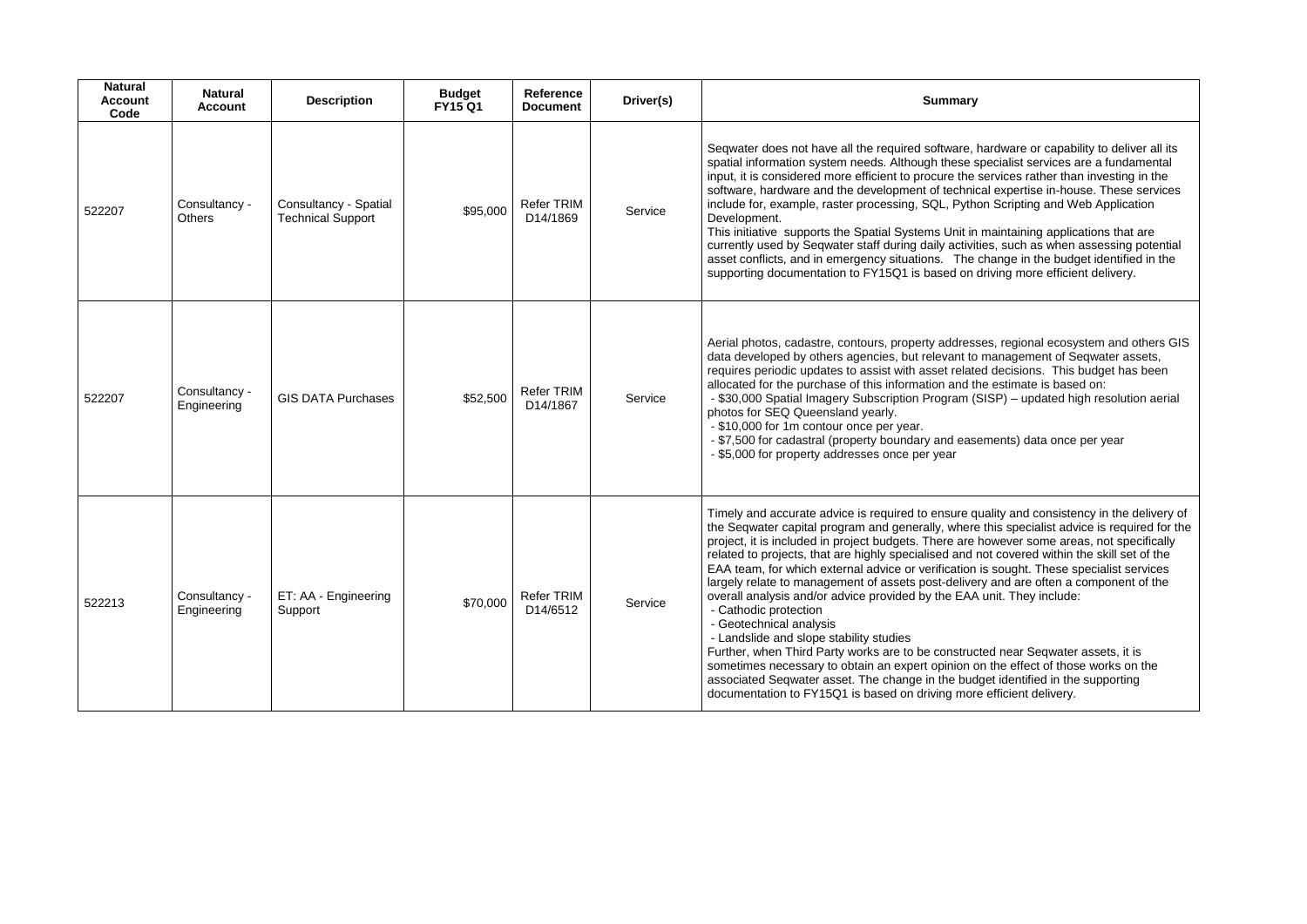| Natural Account Code | Natural Account | Description | Budget FY15 Q1 | Reference Document | Driver(s) | Summary |
|---|---|---|---|---|---|---|
| 522207 | Consultancy - Others | Consultancy - Spatial Technical Support | $95,000 | Refer TRIM D14/1869 | Service | Seqwater does not have all the required software, hardware or capability to deliver all its spatial information system needs. Although these specialist services are a fundamental input, it is considered more efficient to procure the services rather than investing in the software, hardware and the development of technical expertise in-house. These services include for, example, raster processing, SQL, Python Scripting and Web Application Development.<br>This initiative supports the Spatial Systems Unit in maintaining applications that are currently used by Seqwater staff during daily activities, such as when assessing potential asset conflicts, and in emergency situations. The change in the budget identified in the supporting documentation to FY15Q1 is based on driving more efficient delivery. |
| 522207 | Consultancy - Engineering | GIS DATA Purchases | $52,500 | Refer TRIM D14/1867 | Service | Aerial photos, cadastre, contours, property addresses, regional ecosystem and others GIS data developed by others agencies, but relevant to management of Seqwater assets, requires periodic updates to assist with asset related decisions. This budget has been allocated for the purchase of this information and the estimate is based on:<br>- $30,000 Spatial Imagery Subscription Program (SISP) – updated high resolution aerial photos for SEQ Queensland yearly.<br>- $10,000 for 1m contour once per year.<br>- $7,500 for cadastral (property boundary and easements) data once per year<br>- $5,000 for property addresses once per year |
| 522213 | Consultancy - Engineering | ET: AA - Engineering Support | $70,000 | Refer TRIM D14/6512 | Service | Timely and accurate advice is required to ensure quality and consistency in the delivery of the Seqwater capital program and generally, where this specialist advice is required for the project, it is included in project budgets. There are however some areas, not specifically related to projects, that are highly specialised and not covered within the skill set of the EAA team, for which external advice or verification is sought. These specialist services largely relate to management of assets post-delivery and are often a component of the overall analysis and/or advice provided by the EAA unit. They include:<br>- Cathodic protection<br>- Geotechnical analysis<br>- Landslide and slope stability studies<br>Further, when Third Party works are to be constructed near Seqwater assets, it is sometimes necessary to obtain an expert opinion on the effect of those works on the associated Seqwater asset. The change in the budget identified in the supporting documentation to FY15Q1 is based on driving more efficient delivery. |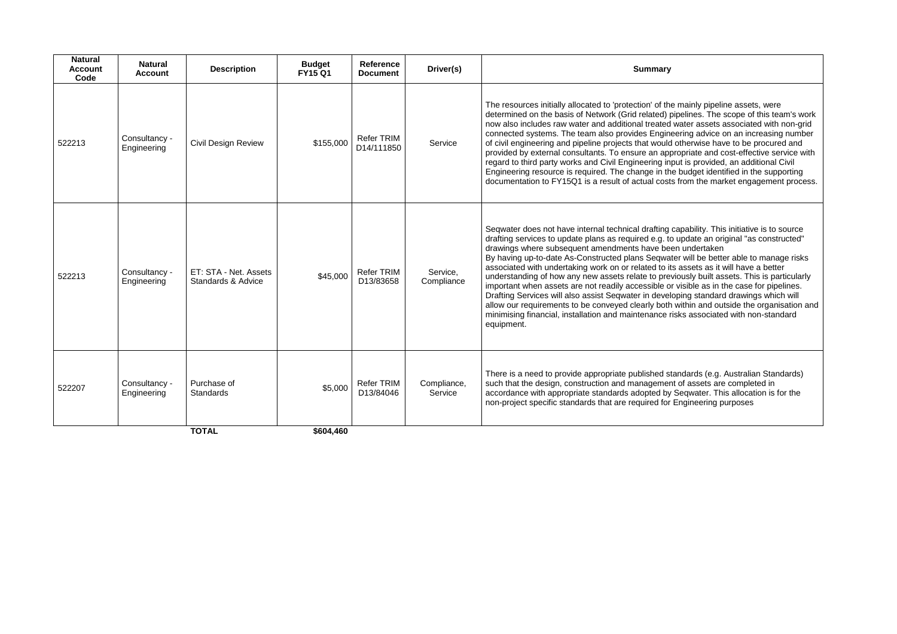| Natural Account Code | Natural Account | Description | Budget FY15 Q1 | Reference Document | Driver(s) | Summary |
|---|---|---|---|---|---|---|
| 522213 | Consultancy - Engineering | Civil Design Review | $155,000 | Refer TRIM D14/111850 | Service | The resources initially allocated to 'protection' of the mainly pipeline assets, were determined on the basis of Network (Grid related) pipelines. The scope of this team's work now also includes raw water and additional treated water assets associated with non-grid connected systems. The team also provides Engineering advice on an increasing number of civil engineering and pipeline projects that would otherwise have to be procured and provided by external consultants. To ensure an appropriate and cost-effective service with regard to third party works and Civil Engineering input is provided, an additional Civil Engineering resource is required. The change in the budget identified in the supporting documentation to FY15Q1 is a result of actual costs from the market engagement process. |
| 522213 | Consultancy - Engineering | ET: STA - Net. Assets Standards & Advice | $45,000 | Refer TRIM D13/83658 | Service, Compliance | Seqwater does not have internal technical drafting capability. This initiative is to source drafting services to update plans as required e.g. to update an original "as constructed" drawings where subsequent amendments have been undertaken<br>By having up-to-date As-Constructed plans Seqwater will be better able to manage risks associated with undertaking work on or related to its assets as it will have a better understanding of how any new assets relate to previously built assets. This is particularly important when assets are not readily accessible or visible as in the case for pipelines. Drafting Services will also assist Seqwater in developing standard drawings which will allow our requirements to be conveyed clearly both within and outside the organisation and minimising financial, installation and maintenance risks associated with non-standard equipment. |
| 522207 | Consultancy - Engineering | Purchase of Standards | $5,000 | Refer TRIM D13/84046 | Compliance, Service | There is a need to provide appropriate published standards (e.g. Australian Standards) such that the design, construction and management of assets are completed in accordance with appropriate standards adopted by Seqwater. This allocation is for the non-project specific standards that are required for Engineering purposes |
| | | **TOTAL** | **$604,460** | | | |